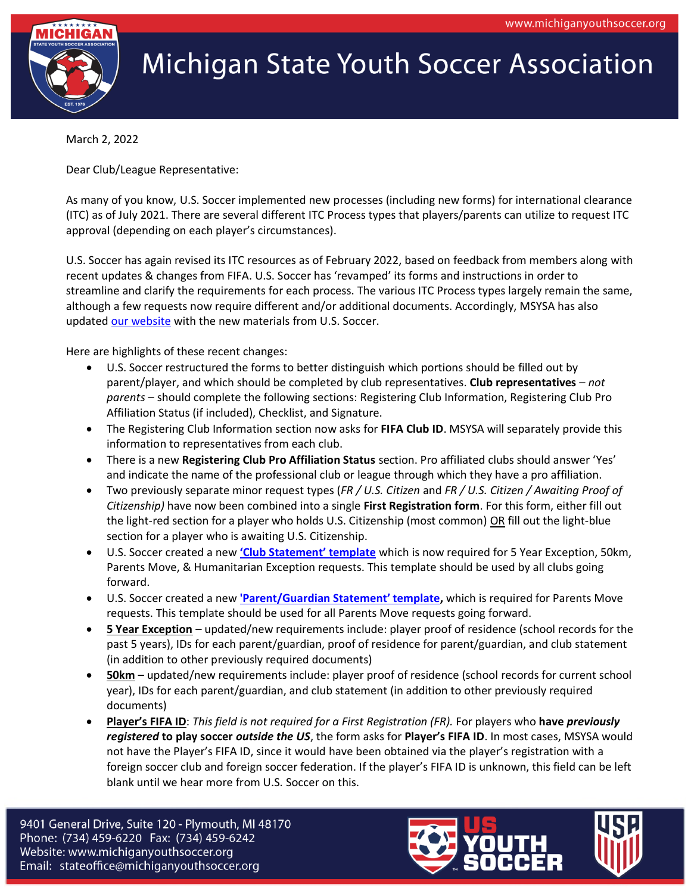# Michigan State Youth Soccer Association

March 2, 2022

Dear Club/League Representative:

As many of you know, U.S. Soccer implemented new processes (including new forms) for international clearance (ITC) as of July 2021. There are several different ITC Process types that players/parents can utilize to request ITC approval (depending on each player's circumstances).

U.S. Soccer has again revised its ITC resources as of February 2022, based on feedback from members along with recent updates & changes from FIFA. U.S. Soccer has 'revamped' its forms and instructions in order to streamline and clarify the requirements for each process. The various ITC Process types largely remain the same, although a few requests now require different and/or additional documents. Accordingly, MSYSA has also updated our website with the new materials from U.S. Soccer.

Here are highlights of these recent changes:

- U.S. Soccer restructured the forms to better distinguish which portions should be filled out by parent/player, and which should be completed by club representatives. **Club representatives** – *not parents* – should complete the following sections: Registering Club Information, Registering Club Pro Affiliation Status (if included), Checklist, and Signature.
- The Registering Club Information section now asks for **FIFA Club ID**. MSYSA will separately provide this information to representatives from each club.
- There is a new **Registering Club Pro Affiliation Status** section. Pro affiliated clubs should answer 'Yes' and indicate the name of the professional club or league through which they have a pro affiliation.
- Two previously separate minor request types (*FR / U.S. Citizen* and *FR / U.S. Citizen / Awaiting Proof of Citizenship)* have now been combined into a single **First Registration form**. For this form, either fill out the light-red section for a player who holds U.S. Citizenship (most common) <u>OR</u> fill out the light-blue section for a player who is awaiting U.S. Citizenship.
- U.S. Soccer created a new **'Club Statement' template** which is now required for 5 Year Exception, 50km, Parents Move, & Humanitarian Exception requests. This template should be used by all clubs going forward.
- U.S. Soccer created a new **'Parent/Guardian Statement' template,** which is required for Parents Move requests. This template should be used for all Parents Move requests going forward.
- **<u>5 Year Exception</u>** – updated/new requirements include: player proof of residence (school records for the past 5 years), IDs for each parent/guardian, proof of residence for parent/guardian, and club statement (in addition to other previously required documents)
- **<u>50km</u>** – updated/new requirements include: player proof of residence (school records for current school year), IDs for each parent/guardian, and club statement (in addition to other previously required documents)
- **<u>Player's FIFA ID</u>**: *This field is not required for a First Registration (FR).* For players who **have *previously registered*** **to play soccer *outside the US***, the form asks for **Player's FIFA ID**. In most cases, MSYSA would not have the Player's FIFA ID, since it would have been obtained via the player's registration with a foreign soccer club and foreign soccer federation. If the player's FIFA ID is unknown, this field can be left blank until we hear more from U.S. Soccer on this.

9401 General Drive, Suite 120 - Plymouth, MI 48170
Phone: (734) 459-6220 Fax: (734) 459-6242
Website: www.michiganyouthsoccer.org
Email: stateoffice@michiganyouthsoccer.org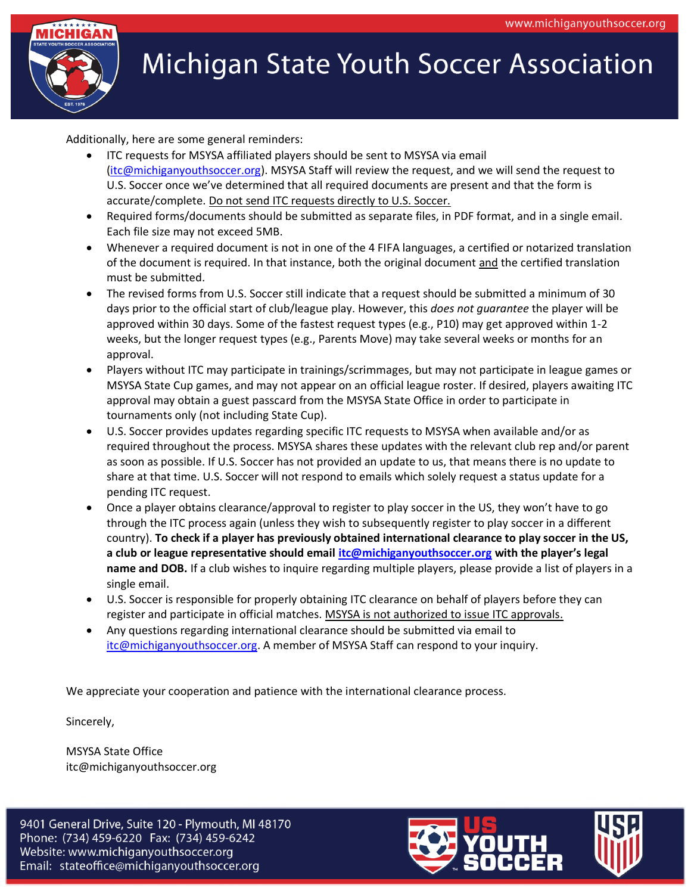Additionally, here are some general reminders:

- ITC requests for MSYSA affiliated players should be sent to MSYSA via email (itc@michiganyouthsoccer.org). MSYSA Staff will review the request, and we will send the request to U.S. Soccer once we've determined that all required documents are present and that the form is accurate/complete. Do not send ITC requests directly to U.S. Soccer.
- Required forms/documents should be submitted as separate files, in PDF format, and in a single email. Each file size may not exceed 5MB.
- Whenever a required document is not in one of the 4 FIFA languages, a certified or notarized translation of the document is required. In that instance, both the original document and the certified translation must be submitted.
- The revised forms from U.S. Soccer still indicate that a request should be submitted a minimum of 30 days prior to the official start of club/league play. However, this *does not guarantee* the player will be approved within 30 days. Some of the fastest request types (e.g., P10) may get approved within 1-2 weeks, but the longer request types (e.g., Parents Move) may take several weeks or months for an approval.
- Players without ITC may participate in trainings/scrimmages, but may not participate in league games or MSYSA State Cup games, and may not appear on an official league roster. If desired, players awaiting ITC approval may obtain a guest passcard from the MSYSA State Office in order to participate in tournaments only (not including State Cup).
- U.S. Soccer provides updates regarding specific ITC requests to MSYSA when available and/or as required throughout the process. MSYSA shares these updates with the relevant club rep and/or parent as soon as possible. If U.S. Soccer has not provided an update to us, that means there is no update to share at that time. U.S. Soccer will not respond to emails which solely request a status update for a pending ITC request.
- Once a player obtains clearance/approval to register to play soccer in the US, they won't have to go through the ITC process again (unless they wish to subsequently register to play soccer in a different country). **To check if a player has previously obtained international clearance to play soccer in the US, a club or league representative should email itc@michiganyouthsoccer.org with the player's legal name and DOB.** If a club wishes to inquire regarding multiple players, please provide a list of players in a single email.
- U.S. Soccer is responsible for properly obtaining ITC clearance on behalf of players before they can register and participate in official matches. MSYSA is not authorized to issue ITC approvals.
- Any questions regarding international clearance should be submitted via email to itc@michiganyouthsoccer.org. A member of MSYSA Staff can respond to your inquiry.

We appreciate your cooperation and patience with the international clearance process.

Sincerely,

MSYSA State Office
itc@michiganyouthsoccer.org